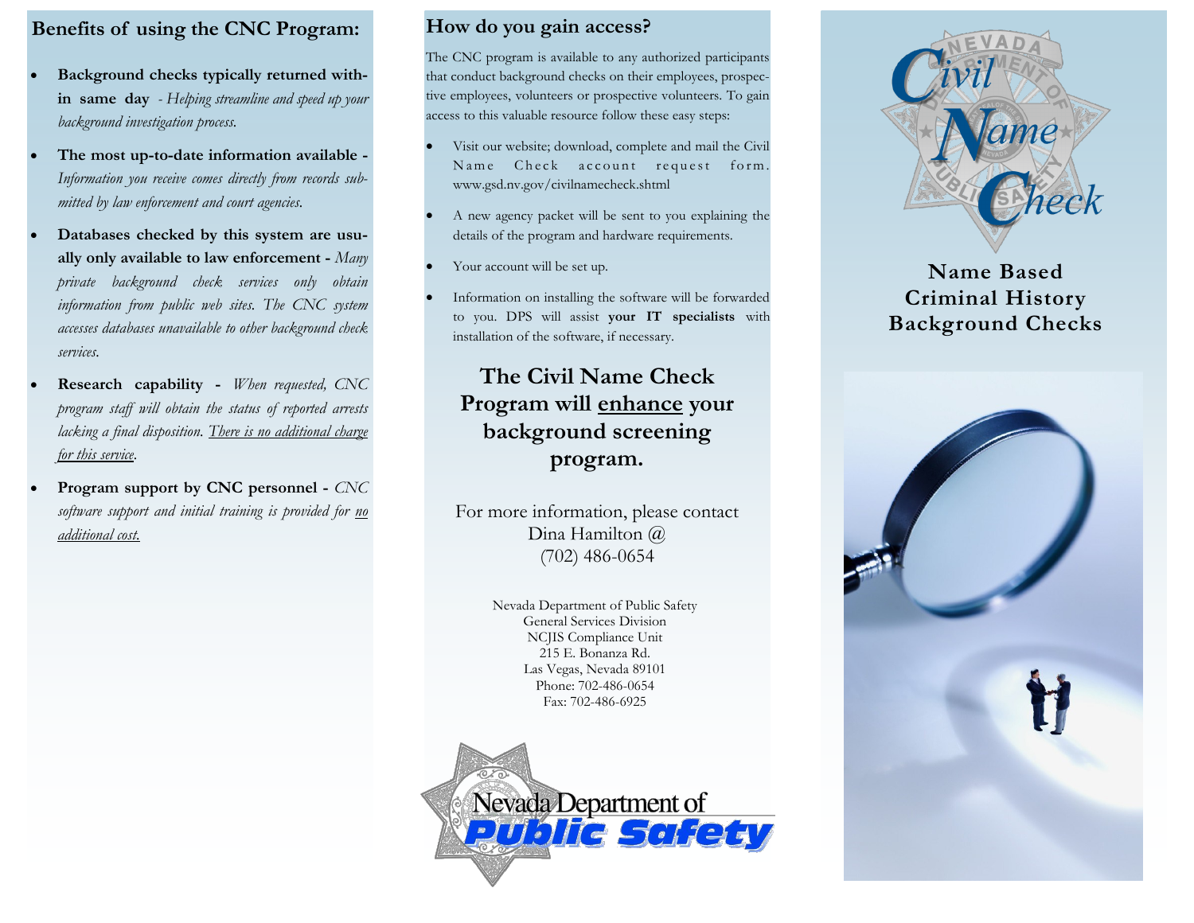## Benefits of using the CNC Program:

- **Background checks typically returned within same day** - *Helping streamline and speed up your background investigation process.*
- **The most up-to-date information available -** *Information you receive comes directly from records submitted by law enforcement and court agencies.*
- **Databases checked by this system are usually only available to law enforcement -** *Many private background check services only obtain information from public web sites. The CNC system accesses databases unavailable to other background check services.*
- **Research capability -** *When requested, CNC program staff will obtain the status of reported arrests lacking a final disposition. There is no additional charge for this service.*
- **Program support by CNC personnel -** *CNC software support and initial training is provided for no additional cost.*

## How do you gain access?

The CNC program is available to any authorized participants that conduct background checks on their employees, prospective employees, volunteers or prospective volunteers. To gain access to this valuable resource follow these easy steps:

- Visit our website; download, complete and mail the Civil Name Check account request form. www.gsd.nv.gov/civilnamecheck.shtml
- A new agency packet will be sent to you explaining the details of the program and hardware requirements.
- Your account will be set up.
- Information on installing the software will be forwarded to you. DPS will assist **your IT specialists** with installation of the software, if necessary.

**The Civil Name Check Program will enhance your background screening program.**

For more information, please contact
Dina Hamilton @
(702) 486-0654

Nevada Department of Public Safety
General Services Division
NCJIS Compliance Unit
215 E. Bonanza Rd.
Las Vegas, Nevada 89101
Phone: 702-486-0654
Fax: 702-486-6925

Nevada Department of Public Safety

# Civil Name Check

## Name Based Criminal History Background Checks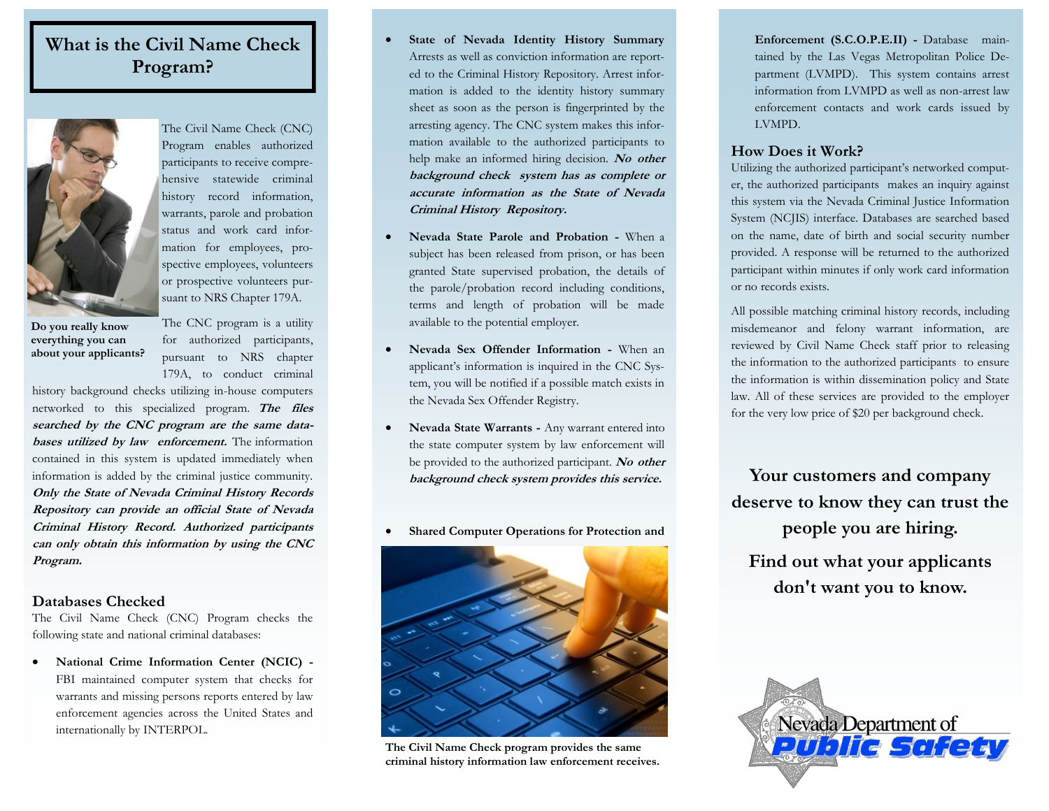# What is the Civil Name Check Program?

The Civil Name Check (CNC) Program enables authorized participants to receive comprehensive statewide criminal history record information, warrants, parole and probation status and work card information for employees, prospective employees, volunteers or prospective volunteers pursuant to NRS Chapter 179A.

**Do you really know everything you can about your applicants?**

The CNC program is a utility for authorized participants, pursuant to NRS chapter 179A, to conduct criminal history background checks utilizing in-house computers networked to this specialized program. ***The files searched by the CNC program are the same databases utilized by law enforcement.*** The information contained in this system is updated immediately when information is added by the criminal justice community. ***Only the State of Nevada Criminal History Records Repository can provide an official State of Nevada Criminal History Record. Authorized participants can only obtain this information by using the CNC Program.***

## Databases Checked

The Civil Name Check (CNC) Program checks the following state and national criminal databases:

- **National Crime Information Center (NCIC) -** FBI maintained computer system that checks for warrants and missing persons reports entered by law enforcement agencies across the United States and internationally by INTERPOL.
- **State of Nevada Identity History Summary** Arrests as well as conviction information are reported to the Criminal History Repository. Arrest information is added to the identity history summary sheet as soon as the person is fingerprinted by the arresting agency. The CNC system makes this information available to the authorized participants to help make an informed hiring decision. ***No other background check system has as complete or accurate information as the State of Nevada Criminal History Repository.***
- **Nevada State Parole and Probation -** When a subject has been released from prison, or has been granted State supervised probation, the details of the parole/probation record including conditions, terms and length of probation will be made available to the potential employer.
- **Nevada Sex Offender Information -** When an applicant's information is inquired in the CNC System, you will be notified if a possible match exists in the Nevada Sex Offender Registry.
- **Nevada State Warrants -** Any warrant entered into the state computer system by law enforcement will be provided to the authorized participant. ***No other background check system provides this service.***
- **Shared Computer Operations for Protection and Enforcement (S.C.O.P.E.II) -** Database maintained by the Las Vegas Metropolitan Police Department (LVMPD). This system contains arrest information from LVMPD as well as non-arrest law enforcement contacts and work cards issued by LVMPD.

**The Civil Name Check program provides the same criminal history information law enforcement receives.**

## How Does it Work?

Utilizing the authorized participant's networked computer, the authorized participants makes an inquiry against this system via the Nevada Criminal Justice Information System (NCJIS) interface. Databases are searched based on the name, date of birth and social security number provided. A response will be returned to the authorized participant within minutes if only work card information or no records exists.

All possible matching criminal history records, including misdemeanor and felony warrant information, are reviewed by Civil Name Check staff prior to releasing the information to the authorized participants to ensure the information is within dissemination policy and State law. All of these services are provided to the employer for the very low price of $20 per background check.

**Your customers and company deserve to know they can trust the people you are hiring.**

**Find out what your applicants don't want you to know.**

Nevada Department of Public Safety